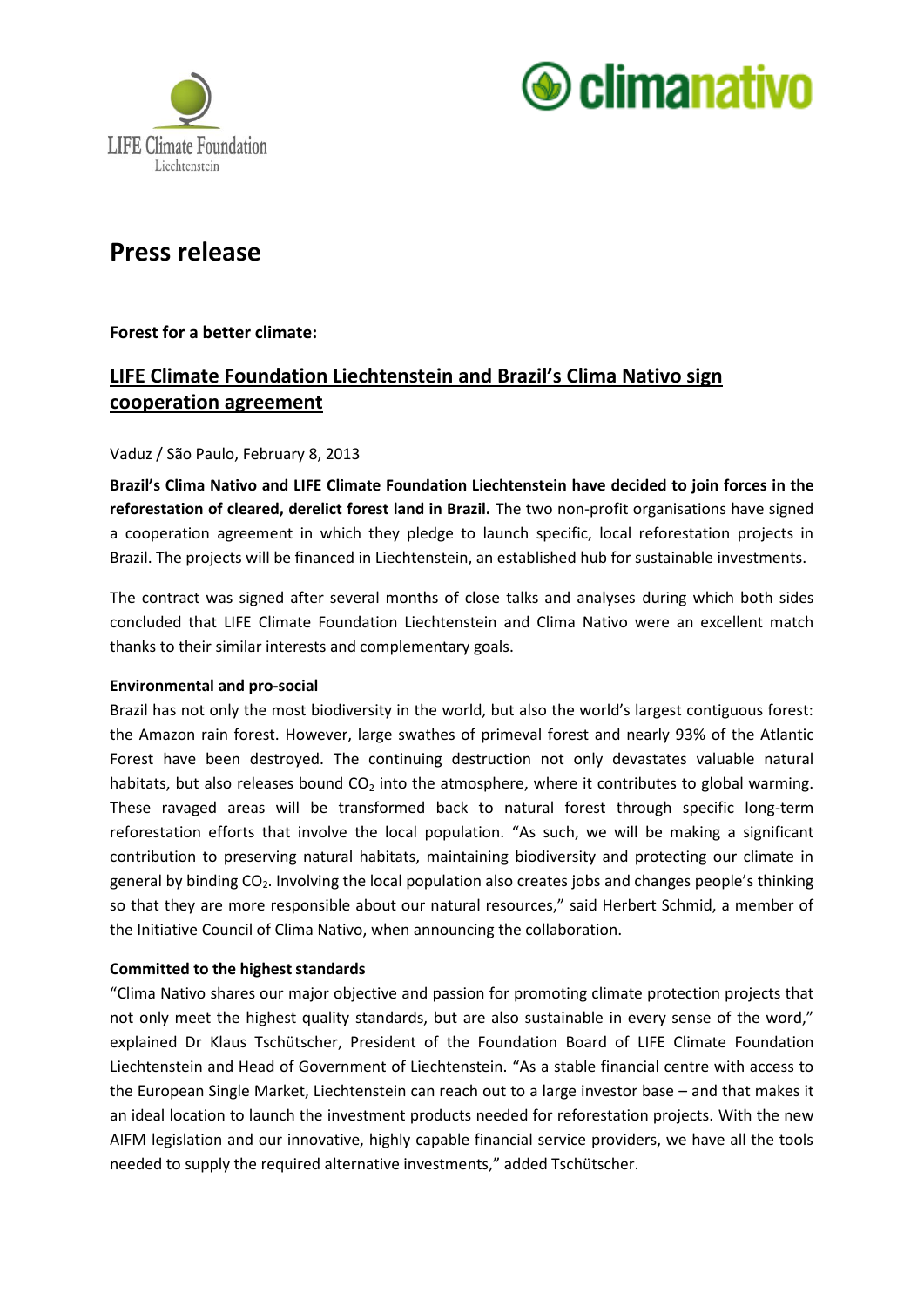# Press release

**Forest for a better climate:**

## LIFE Climate Foundation Liechtenstein and Brazil's Clima Nativo sign cooperation agreement

Vaduz / São Paulo, February 8, 2013

**Brazil's Clima Nativo and LIFE Climate Foundation Liechtenstein have decided to join forces in the reforestation of cleared, derelict forest land in Brazil.** The two non-profit organisations have signed a cooperation agreement in which they pledge to launch specific, local reforestation projects in Brazil. The projects will be financed in Liechtenstein, an established hub for sustainable investments.

The contract was signed after several months of close talks and analyses during which both sides concluded that LIFE Climate Foundation Liechtenstein and Clima Nativo were an excellent match thanks to their similar interests and complementary goals.

**Environmental and pro-social**

Brazil has not only the most biodiversity in the world, but also the world's largest contiguous forest: the Amazon rain forest. However, large swathes of primeval forest and nearly 93% of the Atlantic Forest have been destroyed. The continuing destruction not only devastates valuable natural habitats, but also releases bound $CO_2$ into the atmosphere, where it contributes to global warming. These ravaged areas will be transformed back to natural forest through specific long-term reforestation efforts that involve the local population. "As such, we will be making a significant contribution to preserving natural habitats, maintaining biodiversity and protecting our climate in general by binding $CO_2$. Involving the local population also creates jobs and changes people's thinking so that they are more responsible about our natural resources," said Herbert Schmid, a member of the Initiative Council of Clima Nativo, when announcing the collaboration.

**Committed to the highest standards**

"Clima Nativo shares our major objective and passion for promoting climate protection projects that not only meet the highest quality standards, but are also sustainable in every sense of the word," explained Dr Klaus Tschütscher, President of the Foundation Board of LIFE Climate Foundation Liechtenstein and Head of Government of Liechtenstein. "As a stable financial centre with access to the European Single Market, Liechtenstein can reach out to a large investor base – and that makes it an ideal location to launch the investment products needed for reforestation projects. With the new AIFM legislation and our innovative, highly capable financial service providers, we have all the tools needed to supply the required alternative investments," added Tschütscher.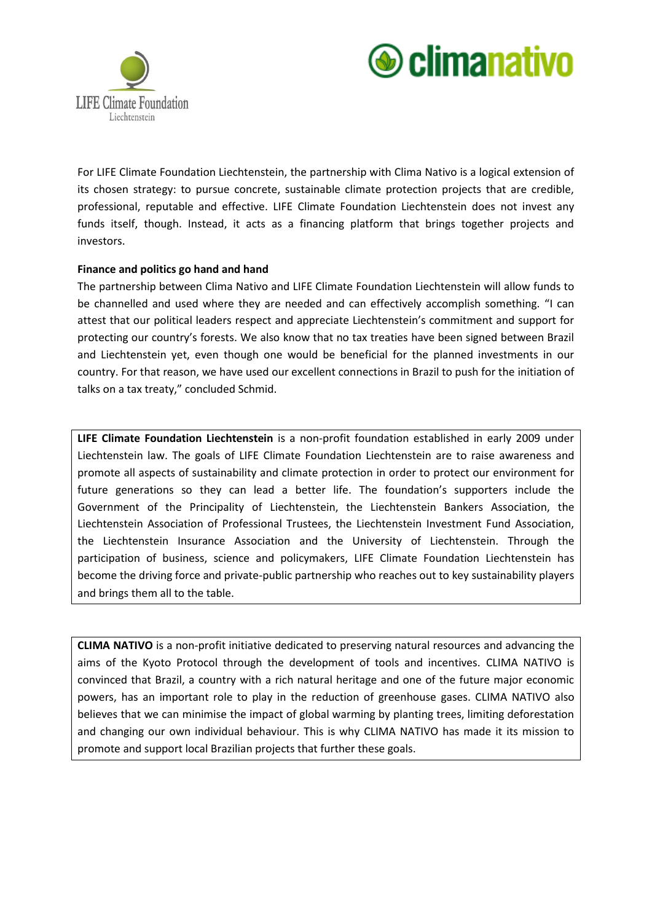For LIFE Climate Foundation Liechtenstein, the partnership with Clima Nativo is a logical extension of its chosen strategy: to pursue concrete, sustainable climate protection projects that are credible, professional, reputable and effective. LIFE Climate Foundation Liechtenstein does not invest any funds itself, though. Instead, it acts as a financing platform that brings together projects and investors.

**Finance and politics go hand and hand**

The partnership between Clima Nativo and LIFE Climate Foundation Liechtenstein will allow funds to be channelled and used where they are needed and can effectively accomplish something. "I can attest that our political leaders respect and appreciate Liechtenstein's commitment and support for protecting our country's forests. We also know that no tax treaties have been signed between Brazil and Liechtenstein yet, even though one would be beneficial for the planned investments in our country. For that reason, we have used our excellent connections in Brazil to push for the initiation of talks on a tax treaty," concluded Schmid.

**LIFE Climate Foundation Liechtenstein** is a non-profit foundation established in early 2009 under Liechtenstein law. The goals of LIFE Climate Foundation Liechtenstein are to raise awareness and promote all aspects of sustainability and climate protection in order to protect our environment for future generations so they can lead a better life. The foundation's supporters include the Government of the Principality of Liechtenstein, the Liechtenstein Bankers Association, the Liechtenstein Association of Professional Trustees, the Liechtenstein Investment Fund Association, the Liechtenstein Insurance Association and the University of Liechtenstein. Through the participation of business, science and policymakers, LIFE Climate Foundation Liechtenstein has become the driving force and private-public partnership who reaches out to key sustainability players and brings them all to the table.

**CLIMA NATIVO** is a non-profit initiative dedicated to preserving natural resources and advancing the aims of the Kyoto Protocol through the development of tools and incentives. CLIMA NATIVO is convinced that Brazil, a country with a rich natural heritage and one of the future major economic powers, has an important role to play in the reduction of greenhouse gases. CLIMA NATIVO also believes that we can minimise the impact of global warming by planting trees, limiting deforestation and changing our own individual behaviour. This is why CLIMA NATIVO has made it its mission to promote and support local Brazilian projects that further these goals.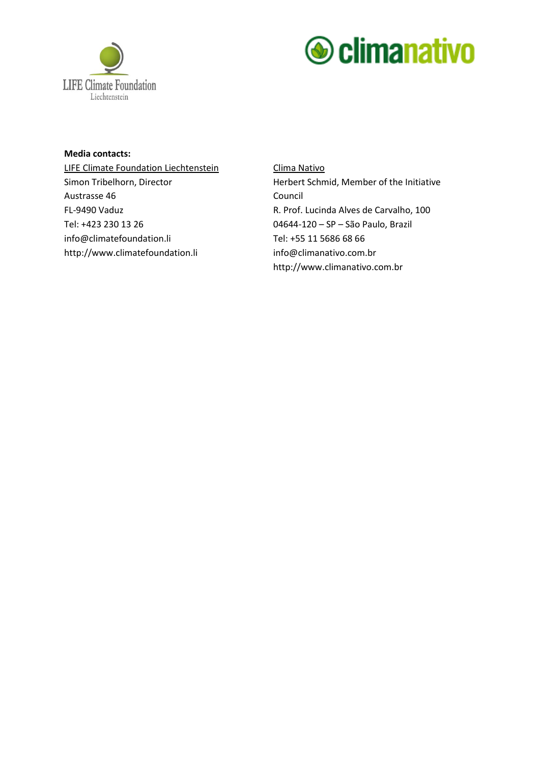**Media contacts:**

LIFE Climate Foundation Liechtenstein
Simon Tribelhorn, Director
Austrasse 46
FL-9490 Vaduz
Tel: +423 230 13 26
info@climatefoundation.li
http://www.climatefoundation.li

Clima Nativo
Herbert Schmid, Member of the Initiative Council
R. Prof. Lucinda Alves de Carvalho, 100
04644-120 – SP – São Paulo, Brazil
Tel: +55 11 5686 68 66
info@climanativo.com.br
http://www.climanativo.com.br